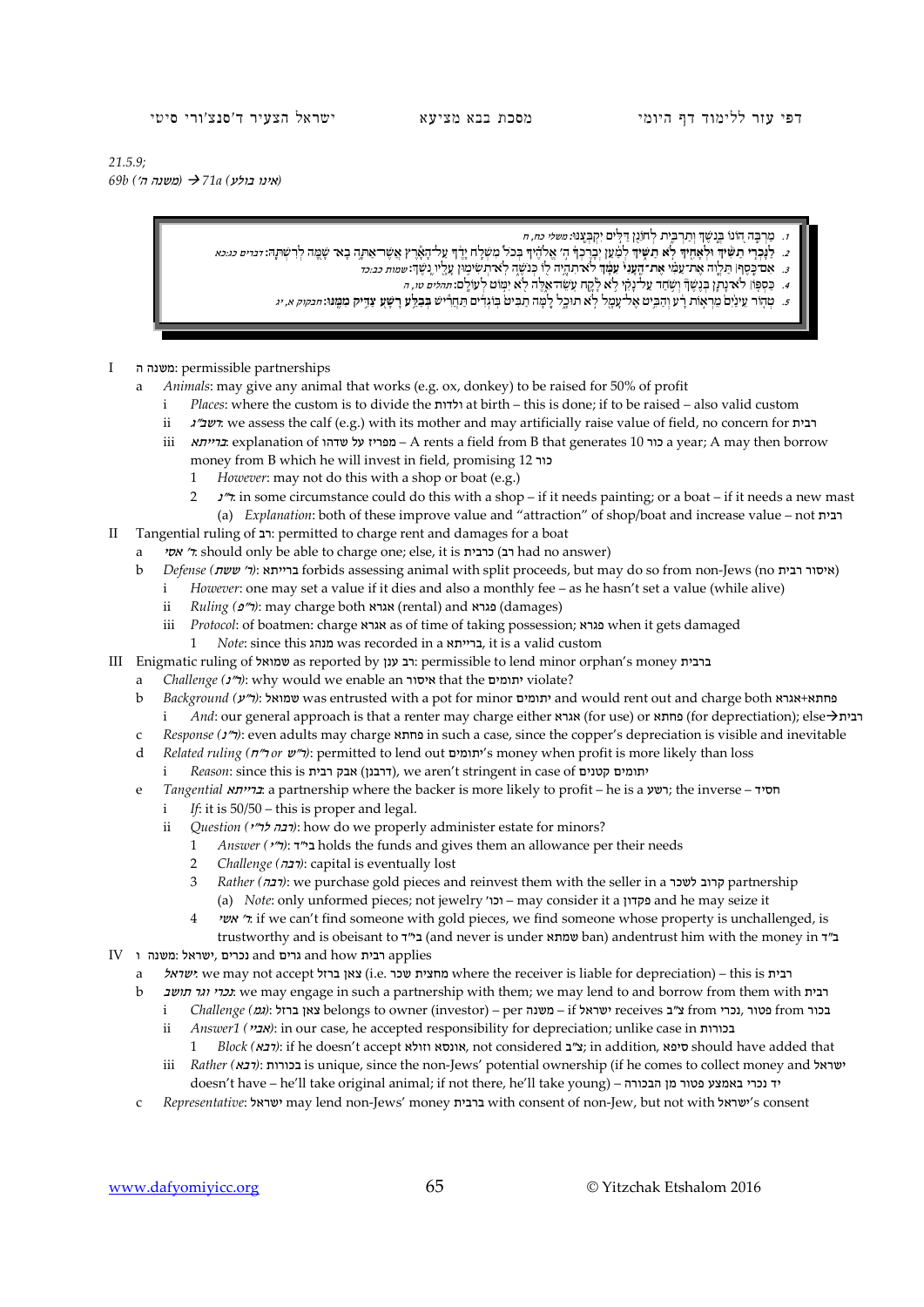21.5.9;
69b ('משנה ה) → 71a (אינו בולע)

1. מַרְבֶּה הוֹנוֹ בְּנֶשֶׁךְ וְתַרְבִּית לְחוֹנֵן דַּלִּים יִקְבְּצֶנּוּ: משלי כח, ח
2. לַנָּכְרִי תַשִּׁיךְ וּלְאָחִיךָ לֹא תַשִּׁיךְ לְמַעַן יְבָרֶכְךָ ה' אֱלֹהֶיךָ בְּכֹל מִשְׁלַח יָדֶךָ עַל־הָאָרֶץ אֲשֶׁר־אַתָּה בָא שָׁמָּה לְרִשְׁתָּהּ: דברים כג:כא
3. אִם־כֶּסֶף ׀ תַּלְוֶה אֶת־עַמִּי אֶת־הֶעָנִי עִמָּךְ לֹא־תִהְיֶה לוֹ כְּנֹשֶׁה לֹא־תְשִׂימוּן עָלָיו נֶשֶׁךְ: שמות כב:כד
4. כַּסְפּוֹ ׀ לֹא־נָתַן בְּנֶשֶׁךְ וְשֹׁחַד עַל־נָקִי לֹא לָקָח עֹשֵׂה־אֵלֶּה לֹא יִמּוֹט לְעוֹלָם: תהלים טו, ה
5. טְהוֹר עֵינַיִם מֵרְאוֹת רָע וְהַבִּיט אֶל־עָמָל לֹא תוּכָל לָמָּה תַבִּיט בּוֹגְדִים תַּחֲרִישׁ בְּבַלַּע רָשָׁע צַדִּיק מִמֶּנּוּ: חבקוק א, יג

I משנה ה: permissible partnerships
  a *Animals*: may give any animal that works (e.g. ox, donkey) to be raised for 50% of profit
    i *Places*: where the custom is to divide the ולדות at birth – this is done; if to be raised – also valid custom
    ii *רשב"ג*: we assess the calf (e.g.) with its mother and may artificially raise value of field, no concern for רבית
    iii *ברייתא*: explanation of מפריז על שדהו – A rents a field from B that generates 10 כור a year; A may then borrow money from B which he will invest in field, promising 12 כור
      1 *However*: may not do this with a shop or boat (e.g.)
      2 *ר"נ*: in some circumstance could do this with a shop – if it needs painting; or a boat – if it needs a new mast
        (a) *Explanation*: both of these improve value and "attraction" of shop/boat and increase value – not רבית
II Tangential ruling of רב: permitted to charge rent and damages for a boat
  a *ר' אסי*: should only be able to charge one; else, it is רבית (רב had no answer)
  b *Defense (ר' ששת)*: ברייתא forbids assessing animal with split proceeds, but may do so from non-Jews (no איסור רבית)
    i *However*: one may set a value if it dies and also a monthly fee – as he hasn't set a value (while alive)
    ii *Ruling (ר"פ)*: may charge both אגרא (rental) and פגרא (damages)
    iii *Protocol*: of boatmen: charge אגרא as of time of taking possession; פגרא when it gets damaged
      1 *Note*: since this מנהג was recorded in a ברייתא, it is a valid custom
III Enigmatic ruling of שמואל as reported by רב ענן: permissible to lend minor orphan's money ברבית
  a *Challenge (ר"נ)*: why would we enable an איסור that the יתומים violate?
  b *Background (ר"ע)*: שמואל was entrusted with a pot for minor יתומים and would rent out and charge both פחתא+אגרא
    i *And*: our general approach is that a renter may charge either אגרא (for use) or פחתא (for depreciation); else→רבית
  c *Response (ר"נ)*: even adults may charge פחתא in such a case, since the copper's depreciation is visible and inevitable
  d *Related ruling (ר"ח or ר"ש)*: permitted to lend out יתומים's money when profit is more likely than loss
    i *Reason*: since this is אבק רבית (דרבנן), we aren't stringent in case of יתומים קטנים
  e *Tangential ברייתא*: a partnership where the backer is more likely to profit – he is a רשע; the inverse – חסיד
    i *If*: it is 50/50 – this is proper and legal.
    ii *Question (רבה לר"י)*: how do we properly administer estate for minors?
      1 *Answer (ר"י)*: ב"ד holds the funds and gives them an allowance per their needs
      2 *Challenge (רבה)*: capital is eventually lost
      3 *Rather (רבה)*: we purchase gold pieces and reinvest them with the seller in a קרוב לשכר partnership
        (a) *Note*: only unformed pieces; not jewelry 'וכו – may consider it a פקדון and he may seize it
      4 *ר' אשי*: if we can't find someone with gold pieces, we find someone whose property is unchallenged, is trustworthy and is obeisant to ב"ד (and never is under שמתא ban) andentrust him with the money in ב"ד
IV משנה ו: ישראל, נכרים and גרים and how רבית applies
  a *ישראל*: we may not accept צאן ברזל (i.e. מחצית שכר where the receiver is liable for depreciation) – this is רבית
  b *נכרי וגר תושב*: we may engage in such a partnership with them; we may lend to and borrow from them with רבית
    i *Challenge (גמ)*: צאן ברזל belongs to owner (investor) – per משנה – if ישראל receives צ"ב from נכרי, פטור from בכור
    ii *Answer1 (אביי)*: in our case, he accepted responsibility for depreciation; unlike case in בכורות
      1 *Block (רבא)*: if he doesn't accept אונסא וזולא, not considered צ"ב; in addition, סיפא should have added that
    iii *Rather (רבא)*: בכורות is unique, since the non-Jews' potential ownership (if he comes to collect money and ישראל doesn't have – he'll take original animal; if not there, he'll take young) – יד נכרי באמצע פטור מן הבכורה
  c *Representative*: ישראל may lend non-Jews' money ברבית with consent of non-Jew, but not with ישראל's consent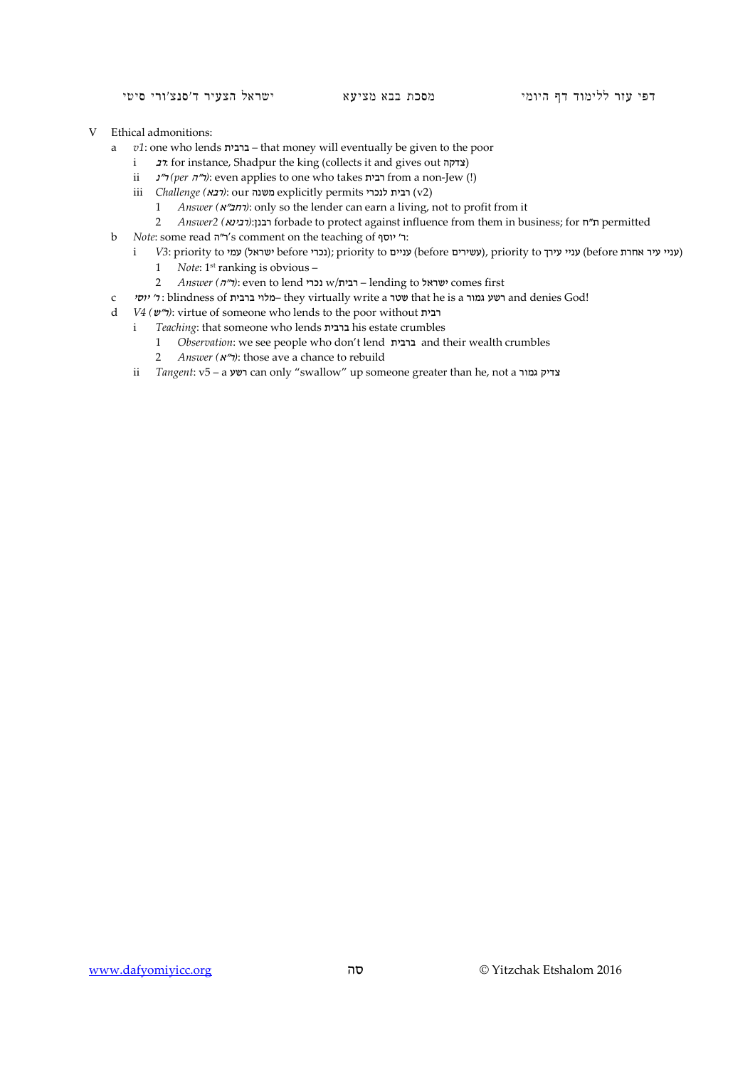V Ethical admonitions:

a *v1*: one who lends ברבית – that money will eventually be given to the poor

i *רב*: for instance, Shadpur the king (collects it and gives out צדקה)

ii *ר"נ (per ר"ה)*: even applies to one who takes רבית from a non-Jew (!)

iii *Challenge (רבא)*: our משנה explicitly permits רבית לנכרי (v2)

1 *Answer (רחב"א)*: only so the lender can earn a living, not to profit from it

2 *Answer2 (רבינא)*:רבנן forbade to protect against influence from them in business; for ת"ח permitted

b *Note*: some read ר"ה's comment on the teaching of ר' יוסף:

i *V3*: priority to עמי (ישראל before נכרי); priority to עניים (before עשירים), priority to עניי עירך (before עניי עיר אחרת)

1 *Note*: 1st ranking is obvious –

2 *Answer (ר"ה)*: even to lend נכרי w/רבית – lending to ישראל comes first

c *ר' יוסי*: blindness of מלוי ברבית– they virtually write a שטר that he is a רשע גמור and denies God!

d *V4 (ר"ש)*: virtue of someone who lends to the poor without רבית

i *Teaching*: that someone who lends ברבית his estate crumbles

1 *Observation*: we see people who don't lend ברבית and their wealth crumbles

2 *Answer (ר"א)*: those ave a chance to rebuild

ii *Tangent*: v5 – a רשע can only "swallow" up someone greater than he, not a צדיק גמור